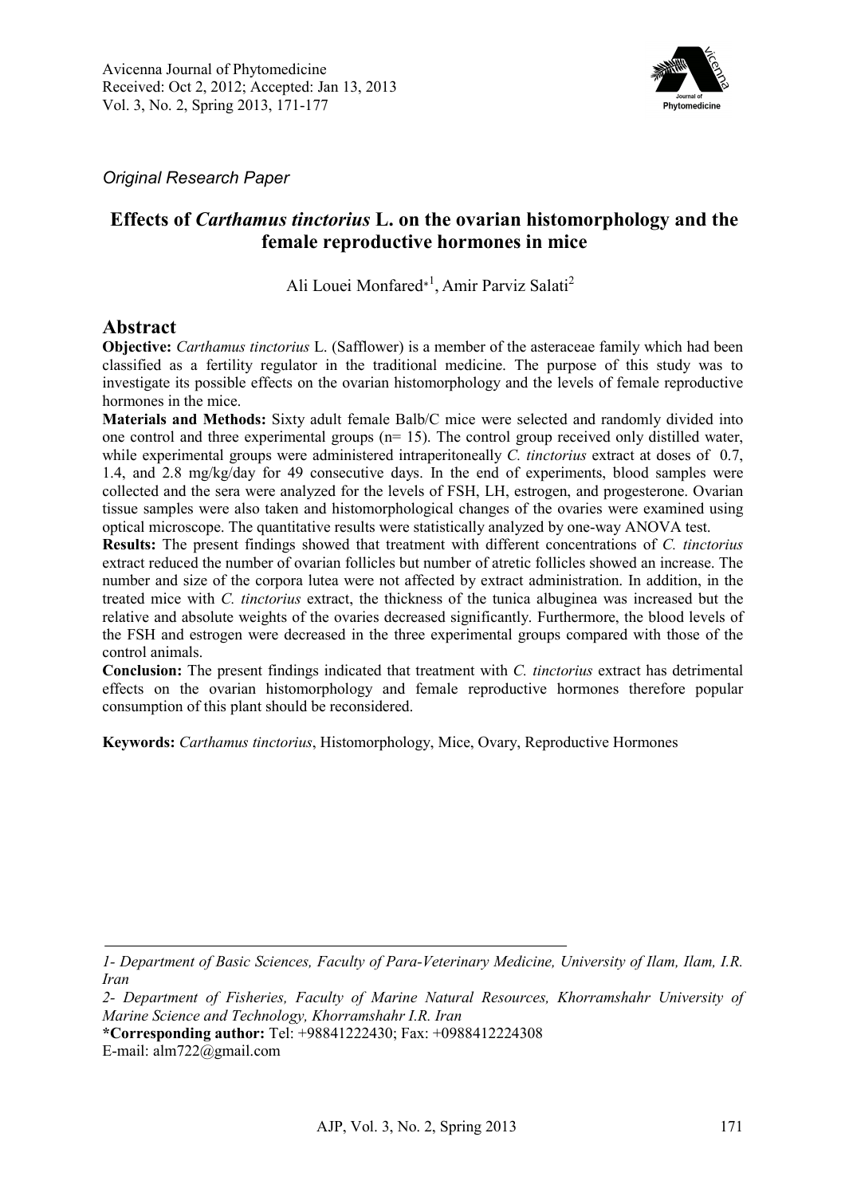*Original Research Paper*

# Effects of *Carthamus tinctorius* L. on the ovarian histomorphology and the female reproductive hormones in mice

Ali Louei Monfared*[1], Amir Parviz Salati[2]

## Abstract

**Objective:** *Carthamus tinctorius* L. (Safflower) is a member of the asteraceae family which had been classified as a fertility regulator in the traditional medicine. The purpose of this study was to investigate its possible effects on the ovarian histomorphology and the levels of female reproductive hormones in the mice.

**Materials and Methods:** Sixty adult female Balb/C mice were selected and randomly divided into one control and three experimental groups (n= 15). The control group received only distilled water, while experimental groups were administered intraperitoneally *C. tinctorius* extract at doses of 0.7, 1.4, and 2.8 mg/kg/day for 49 consecutive days. In the end of experiments, blood samples were collected and the sera were analyzed for the levels of FSH, LH, estrogen, and progesterone. Ovarian tissue samples were also taken and histomorphological changes of the ovaries were examined using optical microscope. The quantitative results were statistically analyzed by one-way ANOVA test.

**Results:** The present findings showed that treatment with different concentrations of *C. tinctorius* extract reduced the number of ovarian follicles but number of atretic follicles showed an increase. The number and size of the corpora lutea were not affected by extract administration. In addition, in the treated mice with *C. tinctorius* extract, the thickness of the tunica albuginea was increased but the relative and absolute weights of the ovaries decreased significantly. Furthermore, the blood levels of the FSH and estrogen were decreased in the three experimental groups compared with those of the control animals.

**Conclusion:** The present findings indicated that treatment with *C. tinctorius* extract has detrimental effects on the ovarian histomorphology and female reproductive hormones therefore popular consumption of this plant should be reconsidered.

**Keywords:** *Carthamus tinctorius*, Histomorphology, Mice, Ovary, Reproductive Hormones

---

*1- Department of Basic Sciences, Faculty of Para-Veterinary Medicine, University of Ilam, Ilam, I.R. Iran*

*2- Department of Fisheries, Faculty of Marine Natural Resources, Khorramshahr University of Marine Science and Technology, Khorramshahr I.R. Iran*

**\*Corresponding author:** Tel: +98841222430; Fax: +0988412224308
E-mail: alm722@gmail.com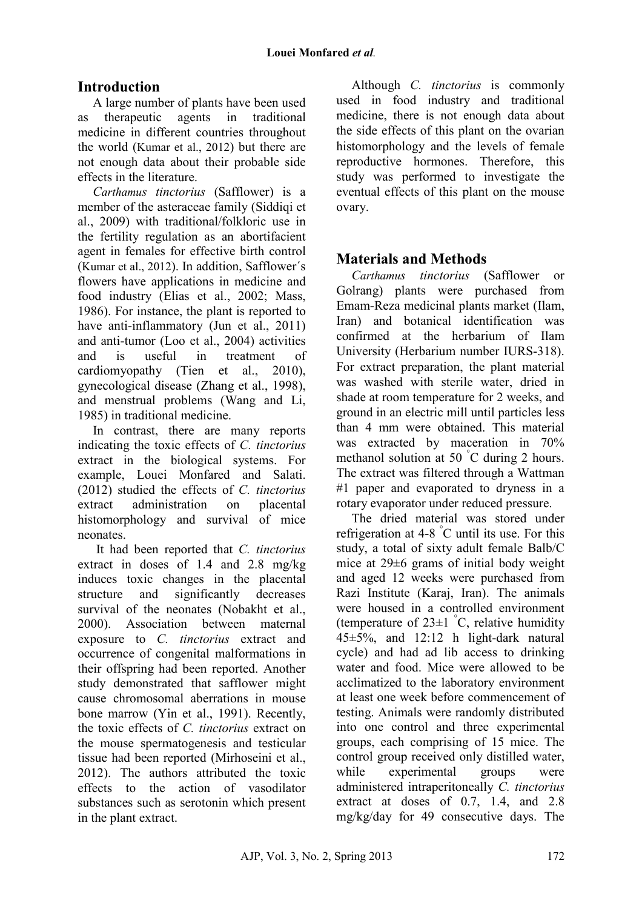## Introduction

A large number of plants have been used as therapeutic agents in traditional medicine in different countries throughout the world (Kumar et al., 2012) but there are not enough data about their probable side effects in the literature.

*Carthamus tinctorius* (Safflower) is a member of the asteraceae family (Siddiqi et al., 2009) with traditional/folkloric use in the fertility regulation as an abortifacient agent in females for effective birth control (Kumar et al., 2012). In addition, Safflower´s flowers have applications in medicine and food industry (Elias et al., 2002; Mass, 1986). For instance, the plant is reported to have anti-inflammatory (Jun et al., 2011) and anti-tumor (Loo et al., 2004) activities and is useful in treatment of cardiomyopathy (Tien et al., 2010), gynecological disease (Zhang et al., 1998), and menstrual problems (Wang and Li, 1985) in traditional medicine.

In contrast, there are many reports indicating the toxic effects of *C. tinctorius* extract in the biological systems. For example, Louei Monfared and Salati. (2012) studied the effects of *C. tinctorius* extract administration on placental histomorphology and survival of mice neonates.

It had been reported that *C. tinctorius* extract in doses of 1.4 and 2.8 mg/kg induces toxic changes in the placental structure and significantly decreases survival of the neonates (Nobakht et al., 2000). Association between maternal exposure to *C. tinctorius* extract and occurrence of congenital malformations in their offspring had been reported. Another study demonstrated that safflower might cause chromosomal aberrations in mouse bone marrow (Yin et al., 1991). Recently, the toxic effects of *C. tinctorius* extract on the mouse spermatogenesis and testicular tissue had been reported (Mirhoseini et al., 2012). The authors attributed the toxic effects to the action of vasodilator substances such as serotonin which present in the plant extract.

Although *C. tinctorius* is commonly used in food industry and traditional medicine, there is not enough data about the side effects of this plant on the ovarian histomorphology and the levels of female reproductive hormones. Therefore, this study was performed to investigate the eventual effects of this plant on the mouse ovary.

## Materials and Methods

*Carthamus tinctorius* (Safflower or Golrang) plants were purchased from Emam-Reza medicinal plants market (Ilam, Iran) and botanical identification was confirmed at the herbarium of Ilam University (Herbarium number IURS-318). For extract preparation, the plant material was washed with sterile water, dried in shade at room temperature for 2 weeks, and ground in an electric mill until particles less than 4 mm were obtained. This material was extracted by maceration in 70% methanol solution at 50 °C during 2 hours. The extract was filtered through a Wattman #1 paper and evaporated to dryness in a rotary evaporator under reduced pressure.

The dried material was stored under refrigeration at 4-8 °C until its use. For this study, a total of sixty adult female Balb/C mice at 29±6 grams of initial body weight and aged 12 weeks were purchased from Razi Institute (Karaj, Iran). The animals were housed in a controlled environment (temperature of 23±1 °C, relative humidity 45±5%, and 12:12 h light-dark natural cycle) and had ad lib access to drinking water and food. Mice were allowed to be acclimatized to the laboratory environment at least one week before commencement of testing. Animals were randomly distributed into one control and three experimental groups, each comprising of 15 mice. The control group received only distilled water, while experimental groups were administered intraperitoneally *C. tinctorius* extract at doses of 0.7, 1.4, and 2.8 mg/kg/day for 49 consecutive days. The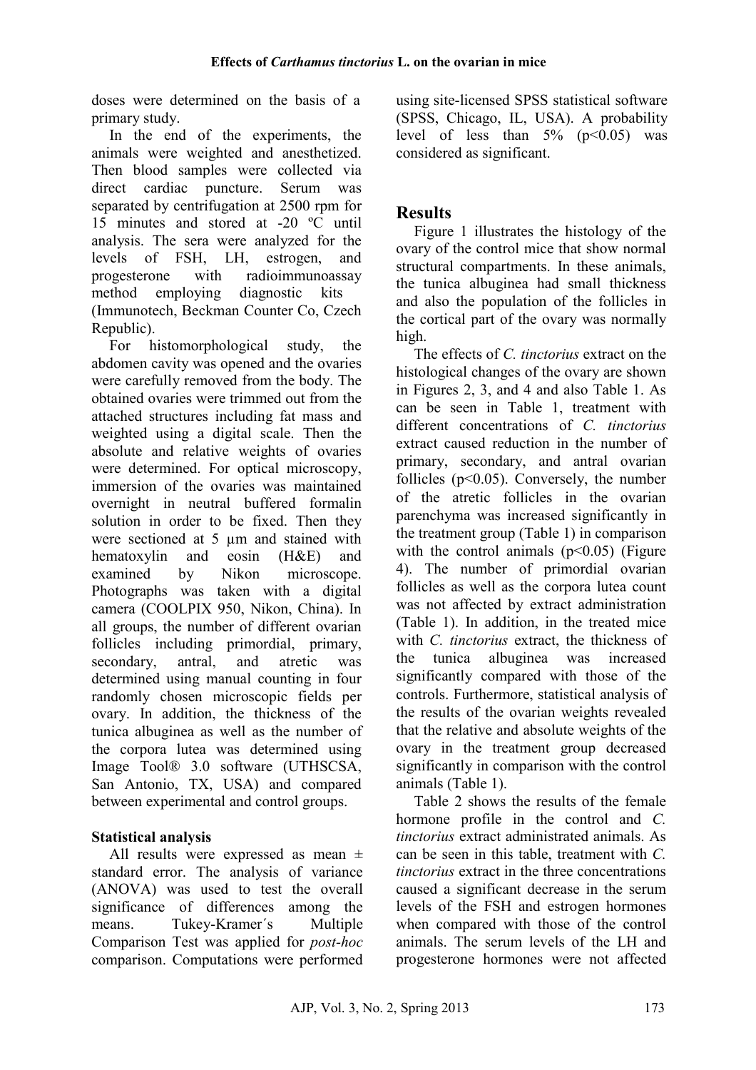doses were determined on the basis of a primary study.

In the end of the experiments, the animals were weighted and anesthetized. Then blood samples were collected via direct cardiac puncture. Serum was separated by centrifugation at 2500 rpm for 15 minutes and stored at -20 ºC until analysis. The sera were analyzed for the levels of FSH, LH, estrogen, and progesterone with radioimmunoassay method employing diagnostic kits (Immunotech, Beckman Counter Co, Czech Republic).

For histomorphological study, the abdomen cavity was opened and the ovaries were carefully removed from the body. The obtained ovaries were trimmed out from the attached structures including fat mass and weighted using a digital scale. Then the absolute and relative weights of ovaries were determined. For optical microscopy, immersion of the ovaries was maintained overnight in neutral buffered formalin solution in order to be fixed. Then they were sectioned at 5 µm and stained with hematoxylin and eosin (H&E) and examined by Nikon microscope. Photographs was taken with a digital camera (COOLPIX 950, Nikon, China). In all groups, the number of different ovarian follicles including primordial, primary, secondary, antral, and atretic was determined using manual counting in four randomly chosen microscopic fields per ovary. In addition, the thickness of the tunica albuginea as well as the number of the corpora lutea was determined using Image Tool® 3.0 software (UTHSCSA, San Antonio, TX, USA) and compared between experimental and control groups.

### Statistical analysis

All results were expressed as mean ± standard error. The analysis of variance (ANOVA) was used to test the overall significance of differences among the means. Tukey-Kramer´s Multiple Comparison Test was applied for *post-hoc* comparison. Computations were performed using site-licensed SPSS statistical software (SPSS, Chicago, IL, USA). A probability level of less than 5% ($p<0.05$) was considered as significant.

## Results

Figure 1 illustrates the histology of the ovary of the control mice that show normal structural compartments. In these animals, the tunica albuginea had small thickness and also the population of the follicles in the cortical part of the ovary was normally high.

The effects of *C. tinctorius* extract on the histological changes of the ovary are shown in Figures 2, 3, and 4 and also Table 1. As can be seen in Table 1, treatment with different concentrations of *C. tinctorius* extract caused reduction in the number of primary, secondary, and antral ovarian follicles ($p<0.05$). Conversely, the number of the atretic follicles in the ovarian parenchyma was increased significantly in the treatment group (Table 1) in comparison with the control animals ($p<0.05$) (Figure 4). The number of primordial ovarian follicles as well as the corpora lutea count was not affected by extract administration (Table 1). In addition, in the treated mice with *C. tinctorius* extract, the thickness of the tunica albuginea was increased significantly compared with those of the controls. Furthermore, statistical analysis of the results of the ovarian weights revealed that the relative and absolute weights of the ovary in the treatment group decreased significantly in comparison with the control animals (Table 1).

Table 2 shows the results of the female hormone profile in the control and *C. tinctorius* extract administrated animals. As can be seen in this table, treatment with *C. tinctorius* extract in the three concentrations caused a significant decrease in the serum levels of the FSH and estrogen hormones when compared with those of the control animals. The serum levels of the LH and progesterone hormones were not affected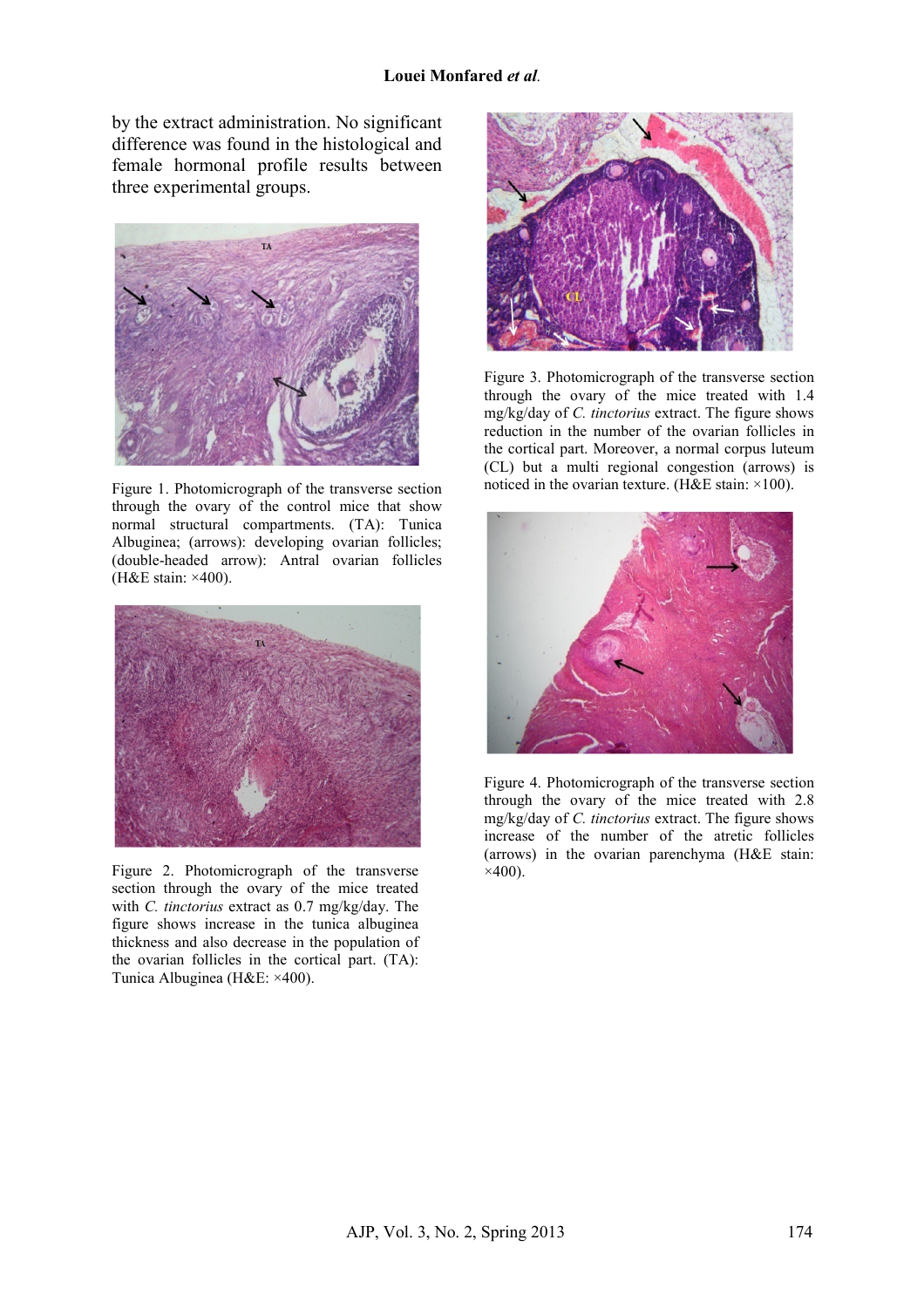by the extract administration. No significant difference was found in the histological and female hormonal profile results between three experimental groups.

Figure 1. Photomicrograph of the transverse section through the ovary of the control mice that show normal structural compartments. (TA): Tunica Albuginea; (arrows): developing ovarian follicles; (double-headed arrow): Antral ovarian follicles (H&E stain: ×400).

Figure 2. Photomicrograph of the transverse section through the ovary of the mice treated with *C. tinctorius* extract as 0.7 mg/kg/day. The figure shows increase in the tunica albuginea thickness and also decrease in the population of the ovarian follicles in the cortical part. (TA): Tunica Albuginea (H&E: ×400).

Figure 3. Photomicrograph of the transverse section through the ovary of the mice treated with 1.4 mg/kg/day of *C. tinctorius* extract. The figure shows reduction in the number of the ovarian follicles in the cortical part. Moreover, a normal corpus luteum (CL) but a multi regional congestion (arrows) is noticed in the ovarian texture. (H&E stain: ×100).

Figure 4. Photomicrograph of the transverse section through the ovary of the mice treated with 2.8 mg/kg/day of *C. tinctorius* extract. The figure shows increase of the number of the atretic follicles (arrows) in the ovarian parenchyma (H&E stain: ×400).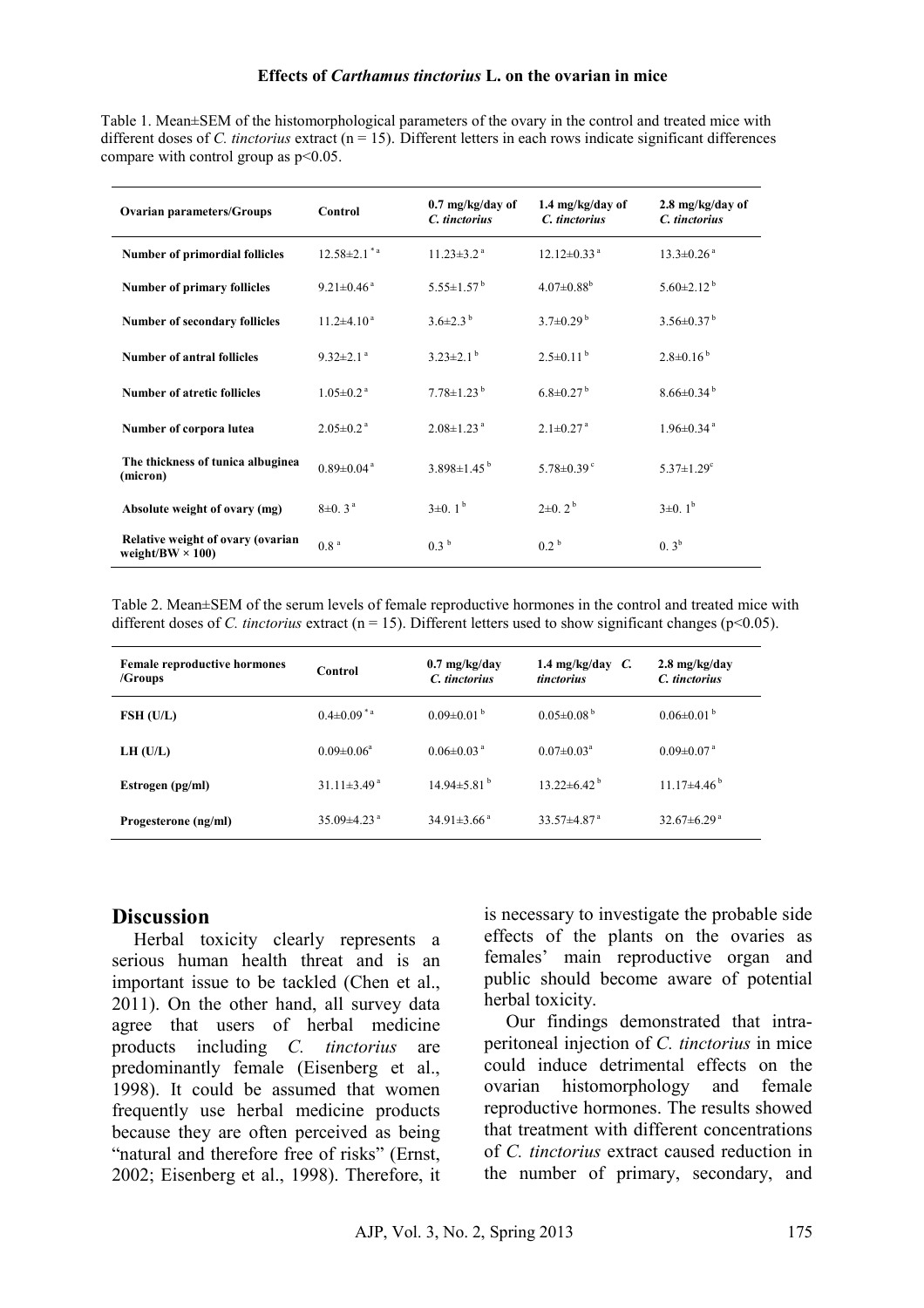Table 1. Mean±SEM of the histomorphological parameters of the ovary in the control and treated mice with different doses of *C. tinctorius* extract (n = 15). Different letters in each rows indicate significant differences compare with control group as p<0.05.

| Ovarian parameters/Groups | Control | 0.7 mg/kg/day of *C. tinctorius* | 1.4 mg/kg/day of *C. tinctorius* | 2.8 mg/kg/day of *C. tinctorius* |
|---|---|---|---|---|
| Number of primordial follicles | 12.58±2.1 [*a] | 11.23±3.2 [a] | 12.12±0.33 [a] | 13.3±0.26 [a] |
| Number of primary follicles | 9.21±0.46 [a] | 5.55±1.57 [b] | 4.07±0.88 [b] | 5.60±2.12 [b] |
| Number of secondary follicles | 11.2±4.10 [a] | 3.6±2.3 [b] | 3.7±0.29 [b] | 3.56±0.37 [b] |
| Number of antral follicles | 9.32±2.1 [a] | 3.23±2.1 [b] | 2.5±0.11 [b] | 2.8±0.16 [b] |
| Number of atretic follicles | 1.05±0.2 [a] | 7.78±1.23 [b] | 6.8±0.27 [b] | 8.66±0.34 [b] |
| Number of corpora lutea | 2.05±0.2 [a] | 2.08±1.23 [a] | 2.1±0.27 [a] | 1.96±0.34 [a] |
| The thickness of tunica albuginea (micron) | 0.89±0.04 [a] | 3.898±1.45 [b] | 5.78±0.39 [c] | 5.37±1.29 [c] |
| Absolute weight of ovary (mg) | 8±0. 3 [a] | 3±0. 1 [b] | 2±0. 2 [b] | 3±0. 1 [b] |
| Relative weight of ovary (ovarian weight/BW × 100) | 0.8 [a] | 0.3 [b] | 0.2 [b] | 0. 3 [b] |

Table 2. Mean±SEM of the serum levels of female reproductive hormones in the control and treated mice with different doses of *C. tinctorius* extract (n = 15). Different letters used to show significant changes (p<0.05).

| Female reproductive hormones /Groups | Control | 0.7 mg/kg/day *C. tinctorius* | 1.4 mg/kg/day *C. tinctorius* | 2.8 mg/kg/day *C. tinctorius* |
|---|---|---|---|---|
| FSH (U/L) | 0.4±0.09 [*a] | 0.09±0.01 [b] | 0.05±0.08 [b] | 0.06±0.01 [b] |
| LH (U/L) | 0.09±0.06 [a] | 0.06±0.03 [a] | 0.07±0.03 [a] | 0.09±0.07 [a] |
| Estrogen (pg/ml) | 31.11±3.49 [a] | 14.94±5.81 [b] | 13.22±6.42 [b] | 11.17±4.46 [b] |
| Progesterone (ng/ml) | 35.09±4.23 [a] | 34.91±3.66 [a] | 33.57±4.87 [a] | 32.67±6.29 [a] |

## Discussion

Herbal toxicity clearly represents a serious human health threat and is an important issue to be tackled (Chen et al., 2011). On the other hand, all survey data agree that users of herbal medicine products including *C. tinctorius* are predominantly female (Eisenberg et al., 1998). It could be assumed that women frequently use herbal medicine products because they are often perceived as being "natural and therefore free of risks" (Ernst, 2002; Eisenberg et al., 1998). Therefore, it is necessary to investigate the probable side effects of the plants on the ovaries as females' main reproductive organ and public should become aware of potential herbal toxicity.

Our findings demonstrated that intra-peritoneal injection of *C. tinctorius* in mice could induce detrimental effects on the ovarian histomorphology and female reproductive hormones. The results showed that treatment with different concentrations of *C. tinctorius* extract caused reduction in the number of primary, secondary, and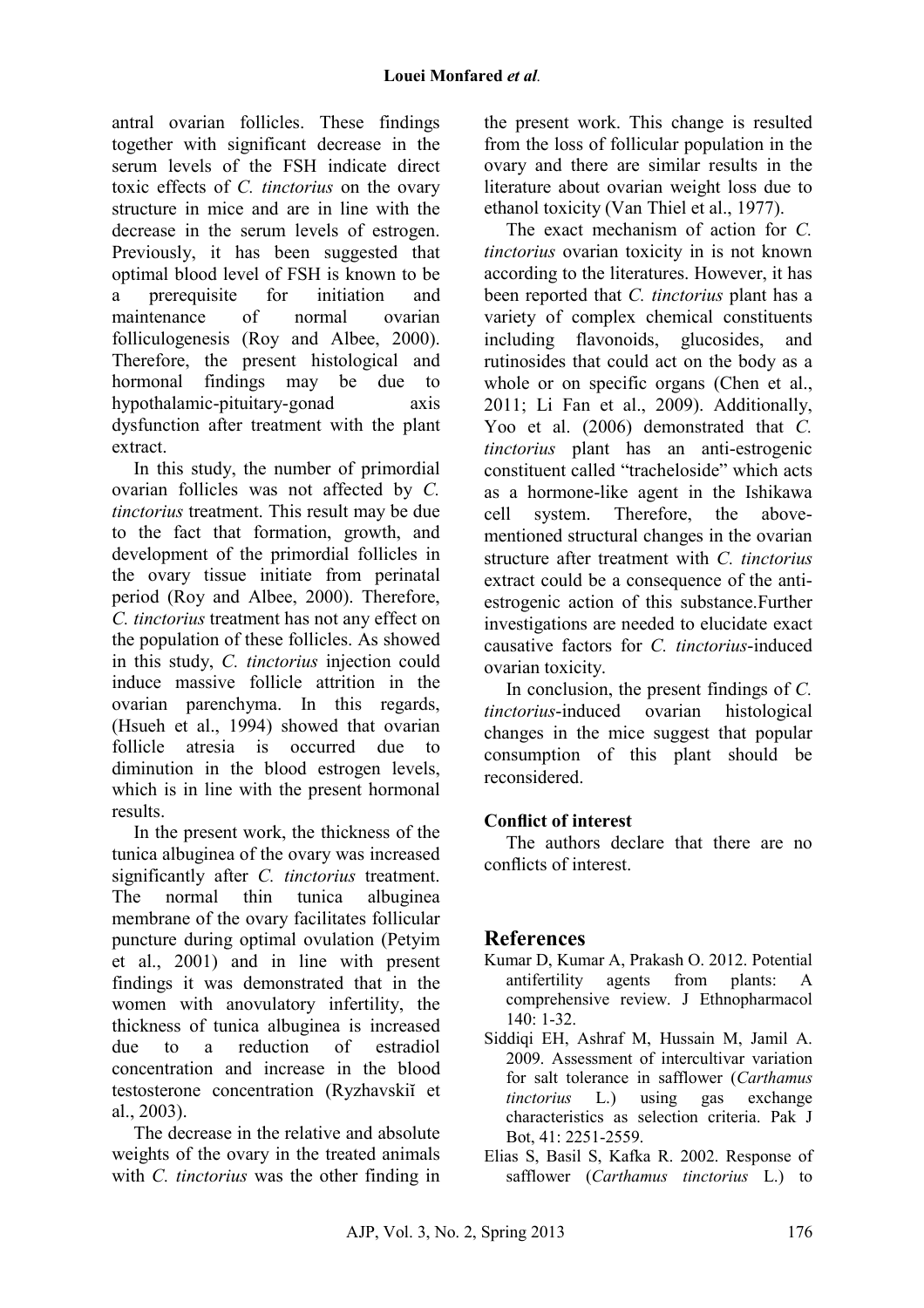antral ovarian follicles. These findings together with significant decrease in the serum levels of the FSH indicate direct toxic effects of *C. tinctorius* on the ovary structure in mice and are in line with the decrease in the serum levels of estrogen. Previously, it has been suggested that optimal blood level of FSH is known to be a prerequisite for initiation and maintenance of normal ovarian folliculogenesis (Roy and Albee, 2000). Therefore, the present histological and hormonal findings may be due to hypothalamic-pituitary-gonad axis dysfunction after treatment with the plant extract.

In this study, the number of primordial ovarian follicles was not affected by *C. tinctorius* treatment. This result may be due to the fact that formation, growth, and development of the primordial follicles in the ovary tissue initiate from perinatal period (Roy and Albee, 2000). Therefore, *C. tinctorius* treatment has not any effect on the population of these follicles. As showed in this study, *C. tinctorius* injection could induce massive follicle attrition in the ovarian parenchyma. In this regards, (Hsueh et al., 1994) showed that ovarian follicle atresia is occurred due to diminution in the blood estrogen levels, which is in line with the present hormonal results.

In the present work, the thickness of the tunica albuginea of the ovary was increased significantly after *C. tinctorius* treatment. The normal thin tunica albuginea membrane of the ovary facilitates follicular puncture during optimal ovulation (Petyim et al., 2001) and in line with present findings it was demonstrated that in the women with anovulatory infertility, the thickness of tunica albuginea is increased due to a reduction of estradiol concentration and increase in the blood testosterone concentration (Ryzhavskiĭ et al., 2003).

The decrease in the relative and absolute weights of the ovary in the treated animals with *C. tinctorius* was the other finding in the present work. This change is resulted from the loss of follicular population in the ovary and there are similar results in the literature about ovarian weight loss due to ethanol toxicity (Van Thiel et al., 1977).

The exact mechanism of action for *C. tinctorius* ovarian toxicity in is not known according to the literatures. However, it has been reported that *C. tinctorius* plant has a variety of complex chemical constituents including flavonoids, glucosides, and rutinosides that could act on the body as a whole or on specific organs (Chen et al., 2011; Li Fan et al., 2009). Additionally, Yoo et al. (2006) demonstrated that *C. tinctorius* plant has an anti-estrogenic constituent called "tracheloside" which acts as a hormone-like agent in the Ishikawa cell system. Therefore, the above-mentioned structural changes in the ovarian structure after treatment with *C. tinctorius* extract could be a consequence of the anti-estrogenic action of this substance.Further investigations are needed to elucidate exact causative factors for *C. tinctorius*-induced ovarian toxicity.

In conclusion, the present findings of *C. tinctorius*-induced ovarian histological changes in the mice suggest that popular consumption of this plant should be reconsidered.

### Conflict of interest

The authors declare that there are no conflicts of interest.

## References

Kumar D, Kumar A, Prakash O. 2012. Potential antifertility agents from plants: A comprehensive review. J Ethnopharmacol 140: 1-32.

Siddiqi EH, Ashraf M, Hussain M, Jamil A. 2009. Assessment of intercultivar variation for salt tolerance in safflower (*Carthamus tinctorius* L.) using gas exchange characteristics as selection criteria. Pak J Bot, 41: 2251-2559.

Elias S, Basil S, Kafka R. 2002. Response of safflower (*Carthamus tinctorius* L.) to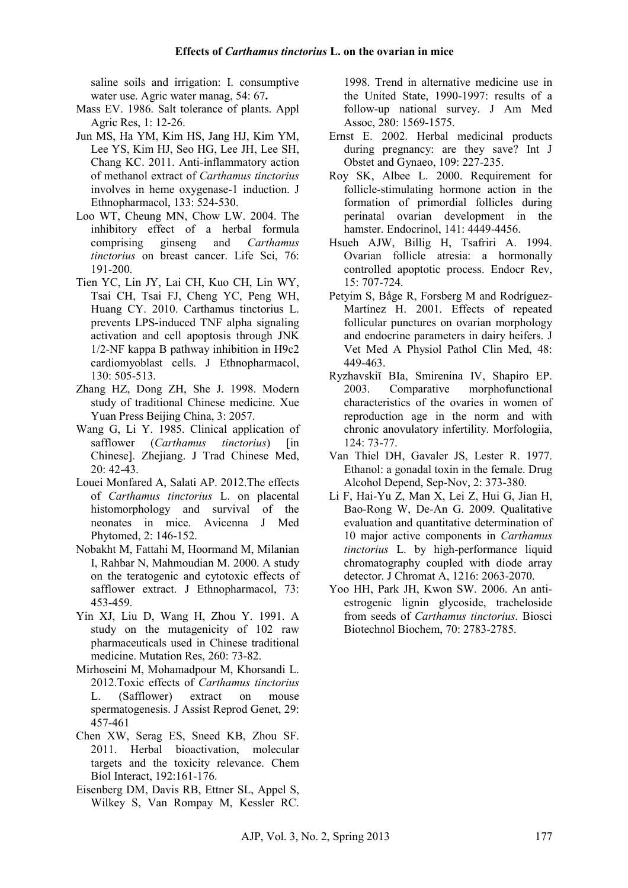saline soils and irrigation: I. consumptive water use. Agric water manag, 54: 67**.**

Mass EV. 1986. Salt tolerance of plants. Appl Agric Res, 1: 12-26.

Jun MS, Ha YM, Kim HS, Jang HJ, Kim YM, Lee YS, Kim HJ, Seo HG, Lee JH, Lee SH, Chang KC. 2011. Anti-inflammatory action of methanol extract of *Carthamus tinctorius* involves in heme oxygenase-1 induction. J Ethnopharmacol, 133: 524-530.

Loo WT, Cheung MN, Chow LW. 2004. The inhibitory effect of a herbal formula comprising ginseng and *Carthamus tinctorius* on breast cancer. Life Sci, 76: 191-200.

Tien YC, Lin JY, Lai CH, Kuo CH, Lin WY, Tsai CH, Tsai FJ, Cheng YC, Peng WH, Huang CY. 2010. Carthamus tinctorius L. prevents LPS-induced TNF alpha signaling activation and cell apoptosis through JNK 1/2-NF kappa B pathway inhibition in H9c2 cardiomyoblast cells. J Ethnopharmacol, 130: 505-513.

Zhang HZ, Dong ZH, She J. 1998. Modern study of traditional Chinese medicine. Xue Yuan Press Beijing China, 3: 2057.

Wang G, Li Y. 1985. Clinical application of safflower (*Carthamus tinctorius*) [in Chinese]. Zhejiang. J Trad Chinese Med, 20: 42-43.

Louei Monfared A, Salati AP. 2012.The effects of *Carthamus tinctorius* L. on placental histomorphology and survival of the neonates in mice. Avicenna J Med Phytomed, 2: 146-152.

Nobakht M, Fattahi M, Hoormand M, Milanian I, Rahbar N, Mahmoudian M. 2000. A study on the teratogenic and cytotoxic effects of safflower extract. J Ethnopharmacol, 73: 453-459.

Yin XJ, Liu D, Wang H, Zhou Y. 1991. A study on the mutagenicity of 102 raw pharmaceuticals used in Chinese traditional medicine. Mutation Res, 260: 73-82.

Mirhoseini M, Mohamadpour M, Khorsandi L. 2012.Toxic effects of *Carthamus tinctorius* L. (Safflower) extract on mouse spermatogenesis. J Assist Reprod Genet, 29: 457-461

Chen XW, Serag ES, Sneed KB, Zhou SF. 2011. Herbal bioactivation, molecular targets and the toxicity relevance. Chem Biol Interact, 192:161-176.

Eisenberg DM, Davis RB, Ettner SL, Appel S, Wilkey S, Van Rompay M, Kessler RC. 1998. Trend in alternative medicine use in the United State, 1990-1997: results of a follow-up national survey. J Am Med Assoc, 280: 1569-1575.

Ernst E. 2002. Herbal medicinal products during pregnancy: are they save? Int J Obstet and Gynaeo, 109: 227-235.

Roy SK, Albee L. 2000. Requirement for follicle-stimulating hormone action in the formation of primordial follicles during perinatal ovarian development in the hamster. Endocrinol, 141: 4449-4456.

Hsueh AJW, Billig H, Tsafriri A. 1994. Ovarian follicle atresia: a hormonally controlled apoptotic process. Endocr Rev, 15: 707-724.

Petyim S, Båge R, Forsberg M and Rodríguez-Martínez H. 2001. Effects of repeated follicular punctures on ovarian morphology and endocrine parameters in dairy heifers. J Vet Med A Physiol Pathol Clin Med, 48: 449-463.

Ryzhavskiĭ BIa, Smirenina IV, Shapiro EP. 2003. Comparative morphofunctional characteristics of the ovaries in women of reproduction age in the norm and with chronic anovulatory infertility. Morfologiia, 124: 73-77.

Van Thiel DH, Gavaler JS, Lester R. 1977. Ethanol: a gonadal toxin in the female. Drug Alcohol Depend, Sep-Nov, 2: 373-380.

Li F, Hai-Yu Z, Man X, Lei Z, Hui G, Jian H, Bao-Rong W, De-An G. 2009. Qualitative evaluation and quantitative determination of 10 major active components in *Carthamus tinctorius* L. by high-performance liquid chromatography coupled with diode array detector. J Chromat A, 1216: 2063-2070.

Yoo HH, Park JH, Kwon SW. 2006. An anti-estrogenic lignin glycoside, tracheloside from seeds of *Carthamus tinctorius*. Biosci Biotechnol Biochem, 70: 2783-2785.